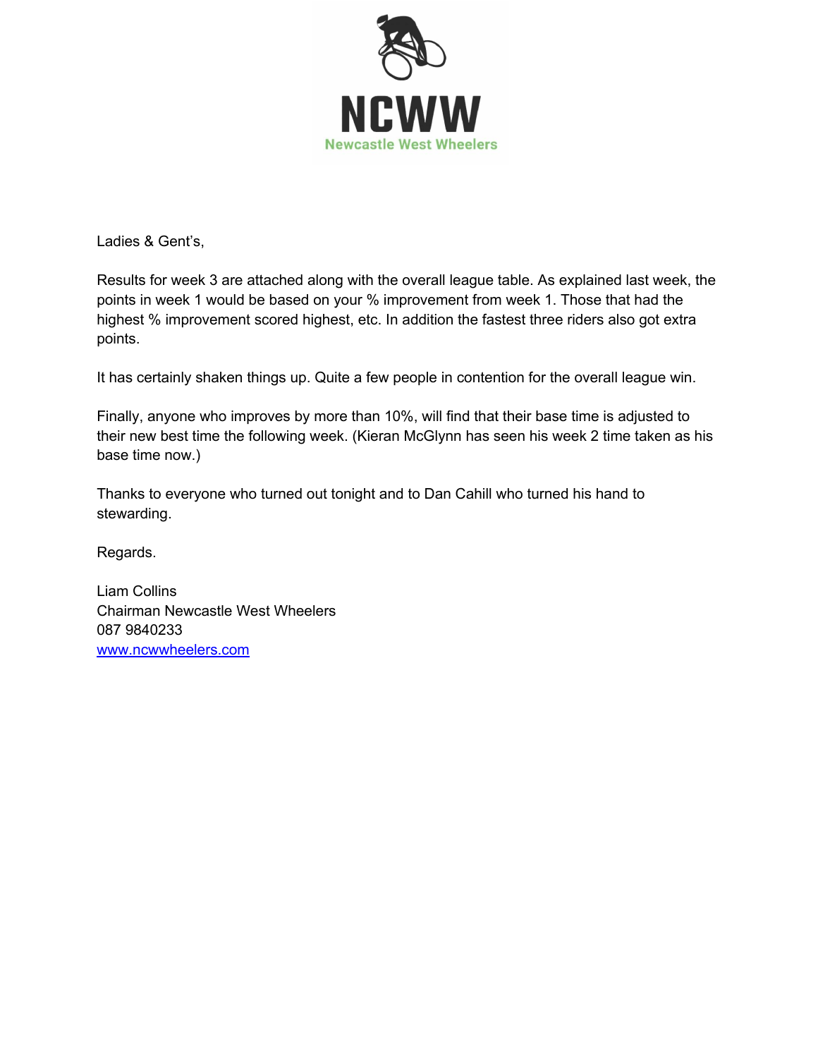NCWW

Newcastle West Wheelers

Ladies & Gent's,

Results for week 3 are attached along with the overall league table. As explained last week, the points in week 1 would be based on your % improvement from week 1. Those that had the highest % improvement scored highest, etc. In addition the fastest three riders also got extra points.

It has certainly shaken things up. Quite a few people in contention for the overall league win.

Finally, anyone who improves by more than 10%, will find that their base time is adjusted to their new best time the following week. (Kieran McGlynn has seen his week 2 time taken as his base time now.)

Thanks to everyone who turned out tonight and to Dan Cahill who turned his hand to stewarding.

Regards.

Liam Collins  
Chairman Newcastle West Wheelers  
087 9840233  
[www.ncwwheelers.com](http://www.ncwwheelers.com)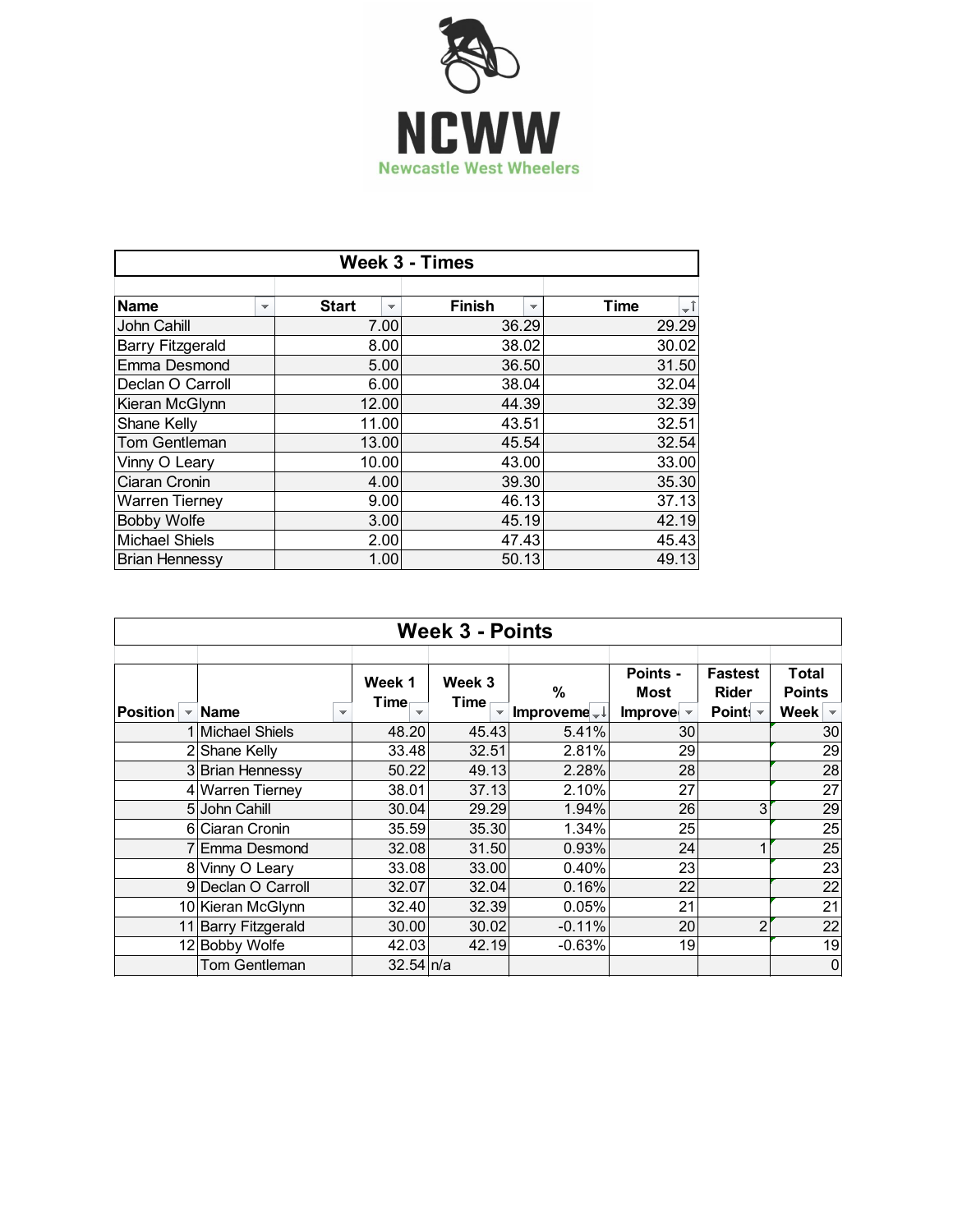NCWW

Newcastle West Wheelers

## Week 3 - Times

| Name | Start | Finish | Time |
|---|---|---|---|
| John Cahill | 7.00 | 36.29 | 29.29 |
| Barry Fitzgerald | 8.00 | 38.02 | 30.02 |
| Emma Desmond | 5.00 | 36.50 | 31.50 |
| Declan O Carroll | 6.00 | 38.04 | 32.04 |
| Kieran McGlynn | 12.00 | 44.39 | 32.39 |
| Shane Kelly | 11.00 | 43.51 | 32.51 |
| Tom Gentleman | 13.00 | 45.54 | 32.54 |
| Vinny O Leary | 10.00 | 43.00 | 33.00 |
| Ciaran Cronin | 4.00 | 39.30 | 35.30 |
| Warren Tierney | 9.00 | 46.13 | 37.13 |
| Bobby Wolfe | 3.00 | 45.19 | 42.19 |
| Michael Shiels | 2.00 | 47.43 | 45.43 |
| Brian Hennessy | 1.00 | 50.13 | 49.13 |

## Week 3 - Points

| Position | Name | Week 1 Time | Week 3 Time | % Improveme | Points - Most Improve | Fastest Rider Point | Total Points Week |
|---|---|---|---|---|---|---|---|
| 1 | Michael Shiels | 48.20 | 45.43 | 5.41% | 30 | | 30 |
| 2 | Shane Kelly | 33.48 | 32.51 | 2.81% | 29 | | 29 |
| 3 | Brian Hennessy | 50.22 | 49.13 | 2.28% | 28 | | 28 |
| 4 | Warren Tierney | 38.01 | 37.13 | 2.10% | 27 | | 27 |
| 5 | John Cahill | 30.04 | 29.29 | 1.94% | 26 | 3 | 29 |
| 6 | Ciaran Cronin | 35.59 | 35.30 | 1.34% | 25 | | 25 |
| 7 | Emma Desmond | 32.08 | 31.50 | 0.93% | 24 | 1 | 25 |
| 8 | Vinny O Leary | 33.08 | 33.00 | 0.40% | 23 | | 23 |
| 9 | Declan O Carroll | 32.07 | 32.04 | 0.16% | 22 | | 22 |
| 10 | Kieran McGlynn | 32.40 | 32.39 | 0.05% | 21 | | 21 |
| 11 | Barry Fitzgerald | 30.00 | 30.02 | -0.11% | 20 | 2 | 22 |
| 12 | Bobby Wolfe | 42.03 | 42.19 | -0.63% | 19 | | 19 |
| | Tom Gentleman | 32.54 | n/a | | | | 0 |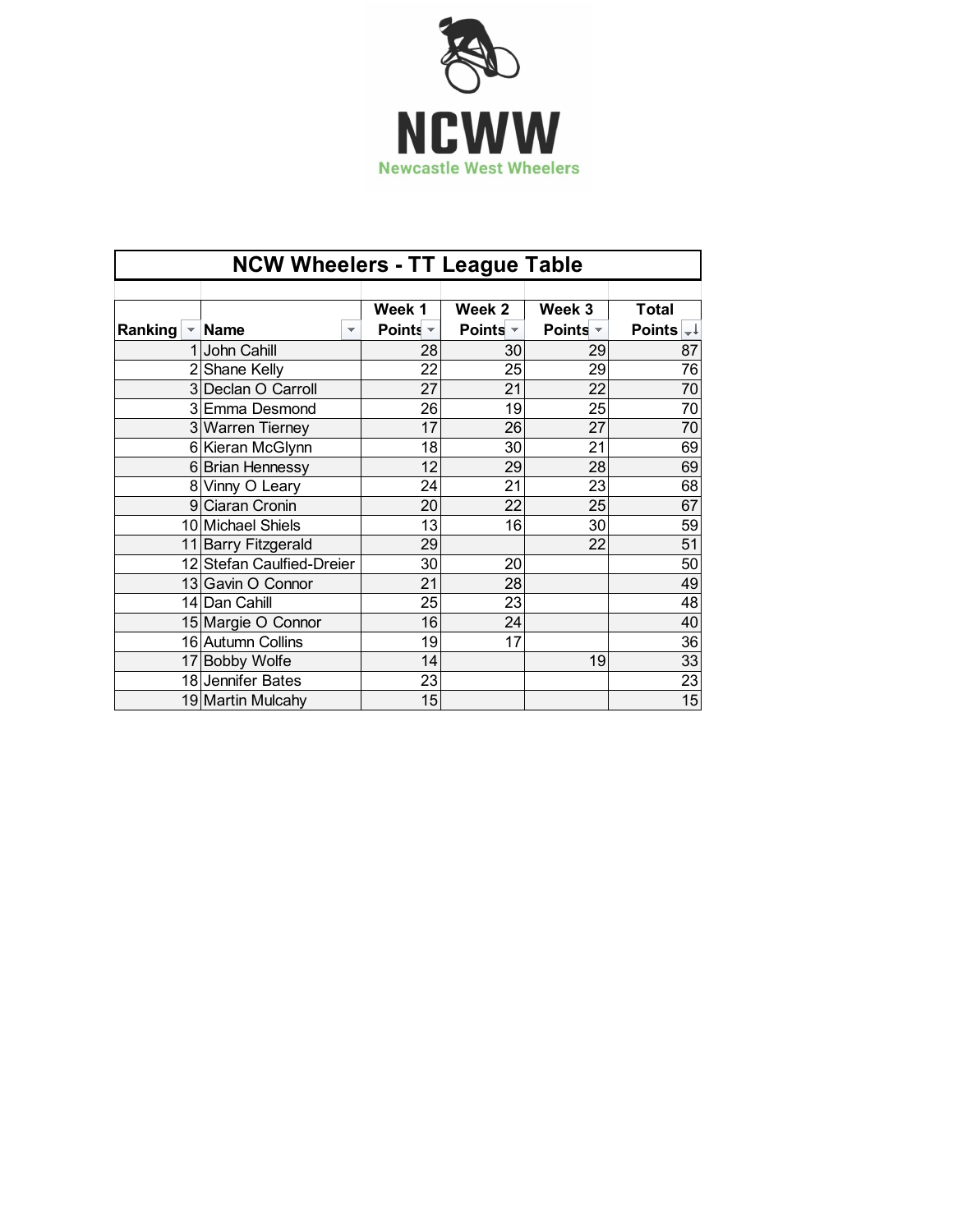NCWW

Newcastle West Wheelers

# NCW Wheelers - TT League Table

| Ranking | Name | Week 1 Points | Week 2 Points | Week 3 Points | Total Points |
|---|---|---|---|---|---|
| 1 | John Cahill | 28 | 30 | 29 | 87 |
| 2 | Shane Kelly | 22 | 25 | 29 | 76 |
| 3 | Declan O Carroll | 27 | 21 | 22 | 70 |
| 3 | Emma Desmond | 26 | 19 | 25 | 70 |
| 3 | Warren Tierney | 17 | 26 | 27 | 70 |
| 6 | Kieran McGlynn | 18 | 30 | 21 | 69 |
| 6 | Brian Hennessy | 12 | 29 | 28 | 69 |
| 8 | Vinny O Leary | 24 | 21 | 23 | 68 |
| 9 | Ciaran Cronin | 20 | 22 | 25 | 67 |
| 10 | Michael Shiels | 13 | 16 | 30 | 59 |
| 11 | Barry Fitzgerald | 29 | | 22 | 51 |
| 12 | Stefan Caulfied-Dreier | 30 | 20 | | 50 |
| 13 | Gavin O Connor | 21 | 28 | | 49 |
| 14 | Dan Cahill | 25 | 23 | | 48 |
| 15 | Margie O Connor | 16 | 24 | | 40 |
| 16 | Autumn Collins | 19 | 17 | | 36 |
| 17 | Bobby Wolfe | 14 | | 19 | 33 |
| 18 | Jennifer Bates | 23 | | | 23 |
| 19 | Martin Mulcahy | 15 | | | 15 |